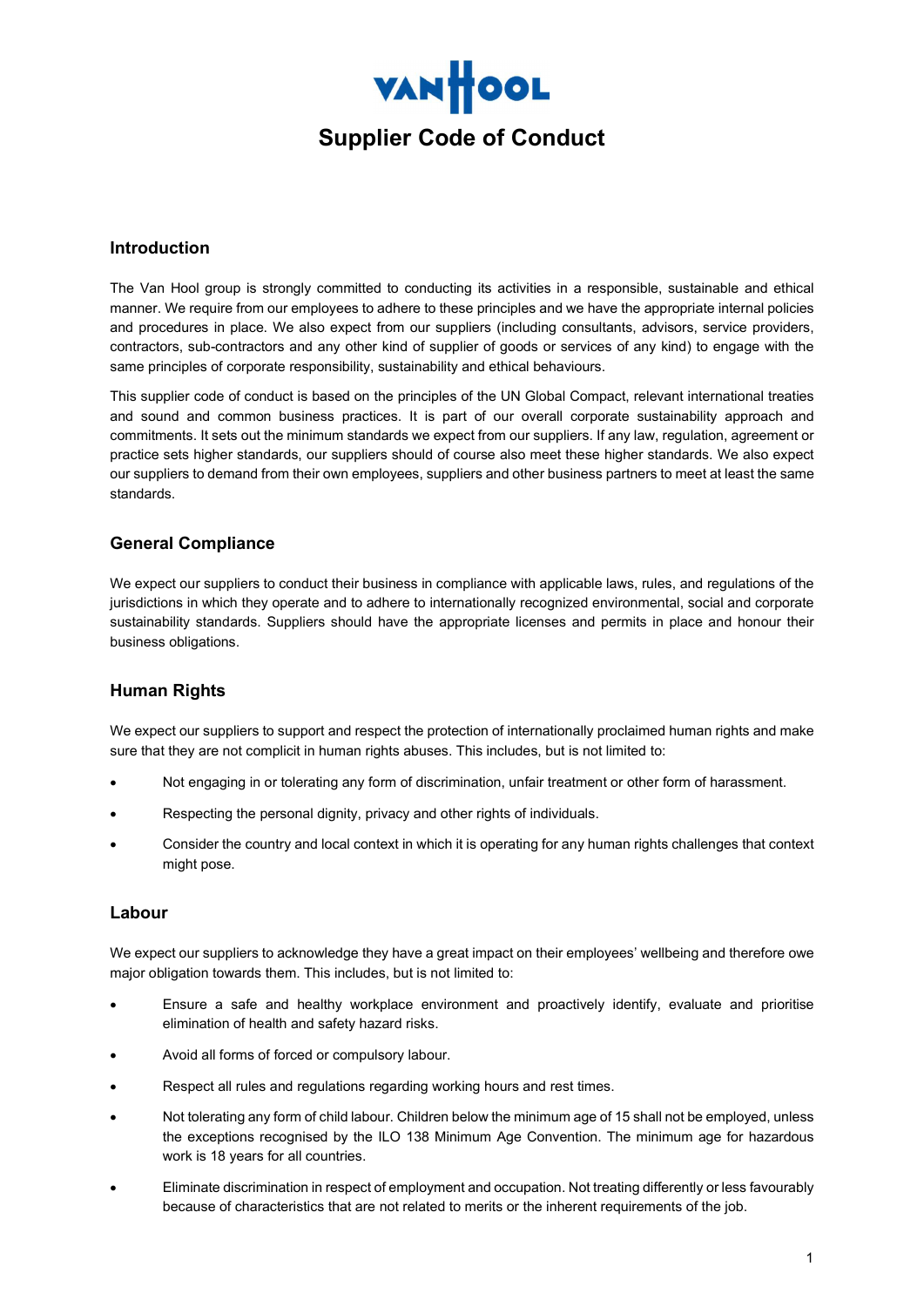VANHOOL

# Supplier Code of Conduct

## Introduction

The Van Hool group is strongly committed to conducting its activities in a responsible, sustainable and ethical manner. We require from our employees to adhere to these principles and we have the appropriate internal policies and procedures in place. We also expect from our suppliers (including consultants, advisors, service providers, contractors, sub-contractors and any other kind of supplier of goods or services of any kind) to engage with the same principles of corporate responsibility, sustainability and ethical behaviours.

This supplier code of conduct is based on the principles of the UN Global Compact, relevant international treaties and sound and common business practices. It is part of our overall corporate sustainability approach and commitments. It sets out the minimum standards we expect from our suppliers. If any law, regulation, agreement or practice sets higher standards, our suppliers should of course also meet these higher standards. We also expect our suppliers to demand from their own employees, suppliers and other business partners to meet at least the same standards.

## General Compliance

We expect our suppliers to conduct their business in compliance with applicable laws, rules, and regulations of the jurisdictions in which they operate and to adhere to internationally recognized environmental, social and corporate sustainability standards. Suppliers should have the appropriate licenses and permits in place and honour their business obligations.

## Human Rights

We expect our suppliers to support and respect the protection of internationally proclaimed human rights and make sure that they are not complicit in human rights abuses. This includes, but is not limited to:

- Not engaging in or tolerating any form of discrimination, unfair treatment or other form of harassment.
- Respecting the personal dignity, privacy and other rights of individuals.
- Consider the country and local context in which it is operating for any human rights challenges that context might pose.

## Labour

We expect our suppliers to acknowledge they have a great impact on their employees' wellbeing and therefore owe major obligation towards them. This includes, but is not limited to:

- Ensure a safe and healthy workplace environment and proactively identify, evaluate and prioritise elimination of health and safety hazard risks.
- Avoid all forms of forced or compulsory labour.
- Respect all rules and regulations regarding working hours and rest times.
- Not tolerating any form of child labour. Children below the minimum age of 15 shall not be employed, unless the exceptions recognised by the ILO 138 Minimum Age Convention. The minimum age for hazardous work is 18 years for all countries.
- Eliminate discrimination in respect of employment and occupation. Not treating differently or less favourably because of characteristics that are not related to merits or the inherent requirements of the job.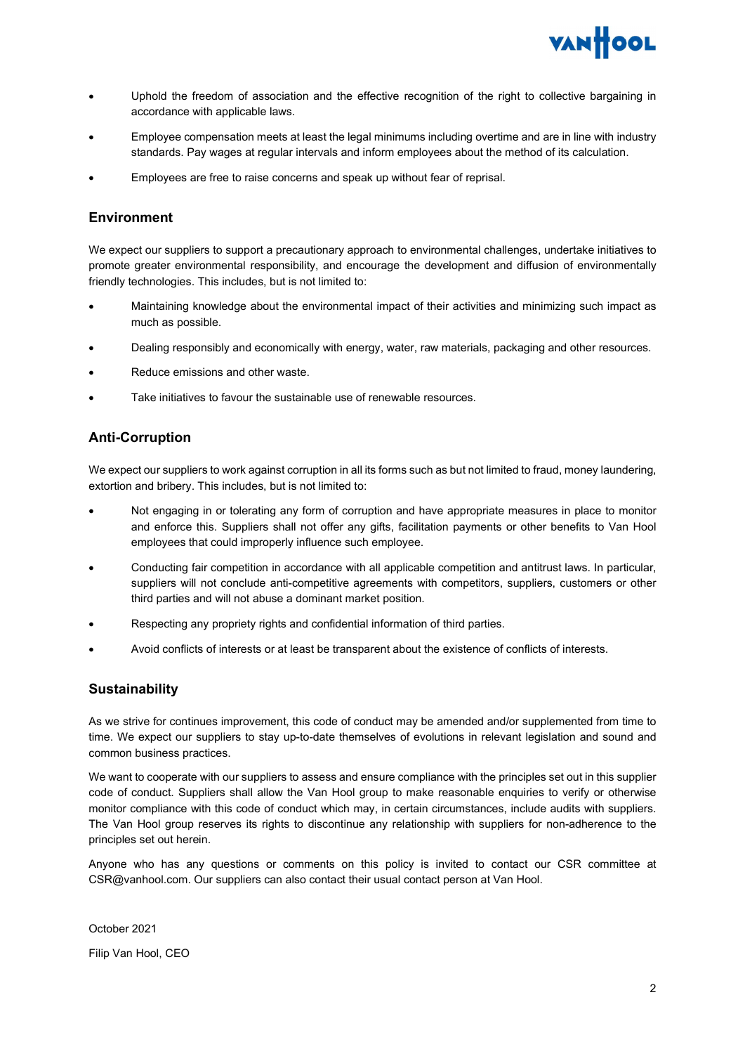- Uphold the freedom of association and the effective recognition of the right to collective bargaining in accordance with applicable laws.
- Employee compensation meets at least the legal minimums including overtime and are in line with industry standards. Pay wages at regular intervals and inform employees about the method of its calculation.
- Employees are free to raise concerns and speak up without fear of reprisal.

## Environment

We expect our suppliers to support a precautionary approach to environmental challenges, undertake initiatives to promote greater environmental responsibility, and encourage the development and diffusion of environmentally friendly technologies. This includes, but is not limited to:

- Maintaining knowledge about the environmental impact of their activities and minimizing such impact as much as possible.
- Dealing responsibly and economically with energy, water, raw materials, packaging and other resources.
- Reduce emissions and other waste.
- Take initiatives to favour the sustainable use of renewable resources.

## Anti-Corruption

We expect our suppliers to work against corruption in all its forms such as but not limited to fraud, money laundering, extortion and bribery. This includes, but is not limited to:

- Not engaging in or tolerating any form of corruption and have appropriate measures in place to monitor and enforce this. Suppliers shall not offer any gifts, facilitation payments or other benefits to Van Hool employees that could improperly influence such employee.
- Conducting fair competition in accordance with all applicable competition and antitrust laws. In particular, suppliers will not conclude anti-competitive agreements with competitors, suppliers, customers or other third parties and will not abuse a dominant market position.
- Respecting any propriety rights and confidential information of third parties.
- Avoid conflicts of interests or at least be transparent about the existence of conflicts of interests.

## Sustainability

As we strive for continues improvement, this code of conduct may be amended and/or supplemented from time to time. We expect our suppliers to stay up-to-date themselves of evolutions in relevant legislation and sound and common business practices.

We want to cooperate with our suppliers to assess and ensure compliance with the principles set out in this supplier code of conduct. Suppliers shall allow the Van Hool group to make reasonable enquiries to verify or otherwise monitor compliance with this code of conduct which may, in certain circumstances, include audits with suppliers. The Van Hool group reserves its rights to discontinue any relationship with suppliers for non-adherence to the principles set out herein.

Anyone who has any questions or comments on this policy is invited to contact our CSR committee at CSR@vanhool.com. Our suppliers can also contact their usual contact person at Van Hool.

October 2021

Filip Van Hool, CEO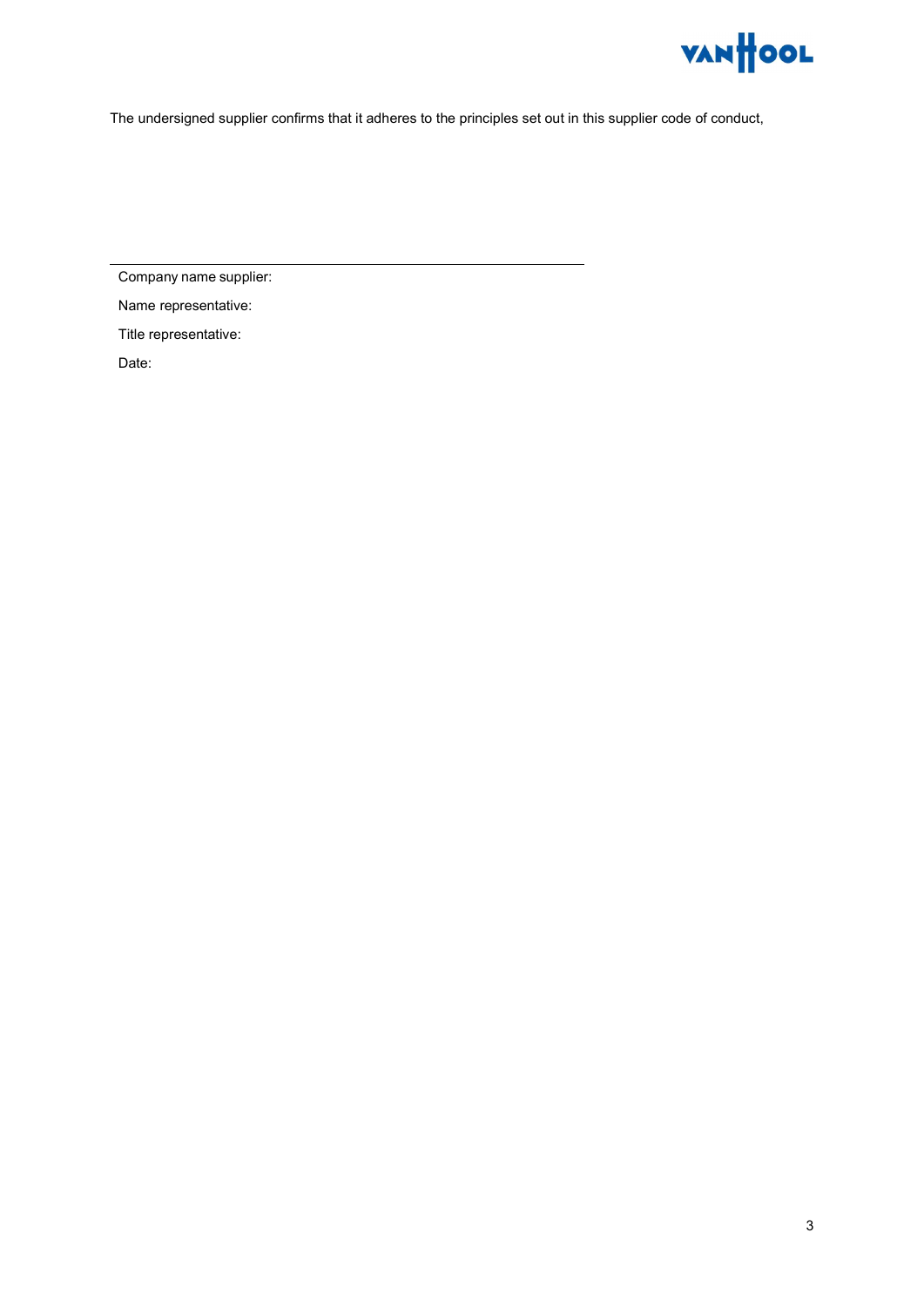The undersigned supplier confirms that it adheres to the principles set out in this supplier code of conduct,

---

Company name supplier:

Name representative:

Title representative:

Date: